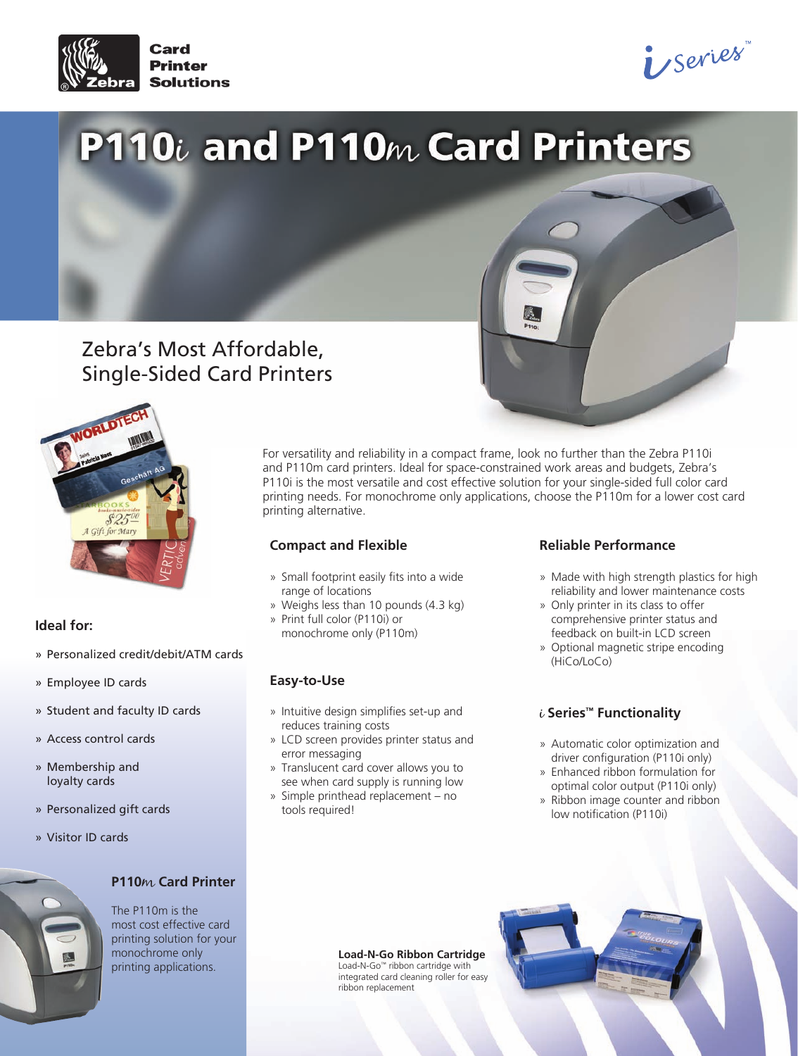Card Printer Solutions

# P110i and P110m Card Printers

## Zebra's Most Affordable, Single-Sided Card Printers

For versatility and reliability in a compact frame, look no further than the Zebra P110i and P110m card printers. Ideal for space-constrained work areas and budgets, Zebra's P110i is the most versatile and cost effective solution for your single-sided full color card printing needs. For monochrome only applications, choose the P110m for a lower cost card printing alternative.

### Ideal for:

- Personalized credit/debit/ATM cards
- Employee ID cards
- Student and faculty ID cards
- Access control cards
- Membership and loyalty cards
- Personalized gift cards
- Visitor ID cards

### Compact and Flexible

- Small footprint easily fits into a wide range of locations
- Weighs less than 10 pounds (4.3 kg)
- Print full color (P110i) or monochrome only (P110m)

### Easy-to-Use

- Intuitive design simplifies set-up and reduces training costs
- LCD screen provides printer status and error messaging
- Translucent card cover allows you to see when card supply is running low
- Simple printhead replacement – no tools required!

### Reliable Performance

- Made with high strength plastics for high reliability and lower maintenance costs
- Only printer in its class to offer comprehensive printer status and feedback on built-in LCD screen
- Optional magnetic stripe encoding (HiCo/LoCo)

### i Series™ Functionality

- Automatic color optimization and driver configuration (P110i only)
- Enhanced ribbon formulation for optimal color output (P110i only)
- Ribbon image counter and ribbon low notification (P110i)

### P110m Card Printer

The P110m is the most cost effective card printing solution for your monochrome only printing applications.

**Load-N-Go Ribbon Cartridge**
Load-N-Go™ ribbon cartridge with integrated card cleaning roller for easy ribbon replacement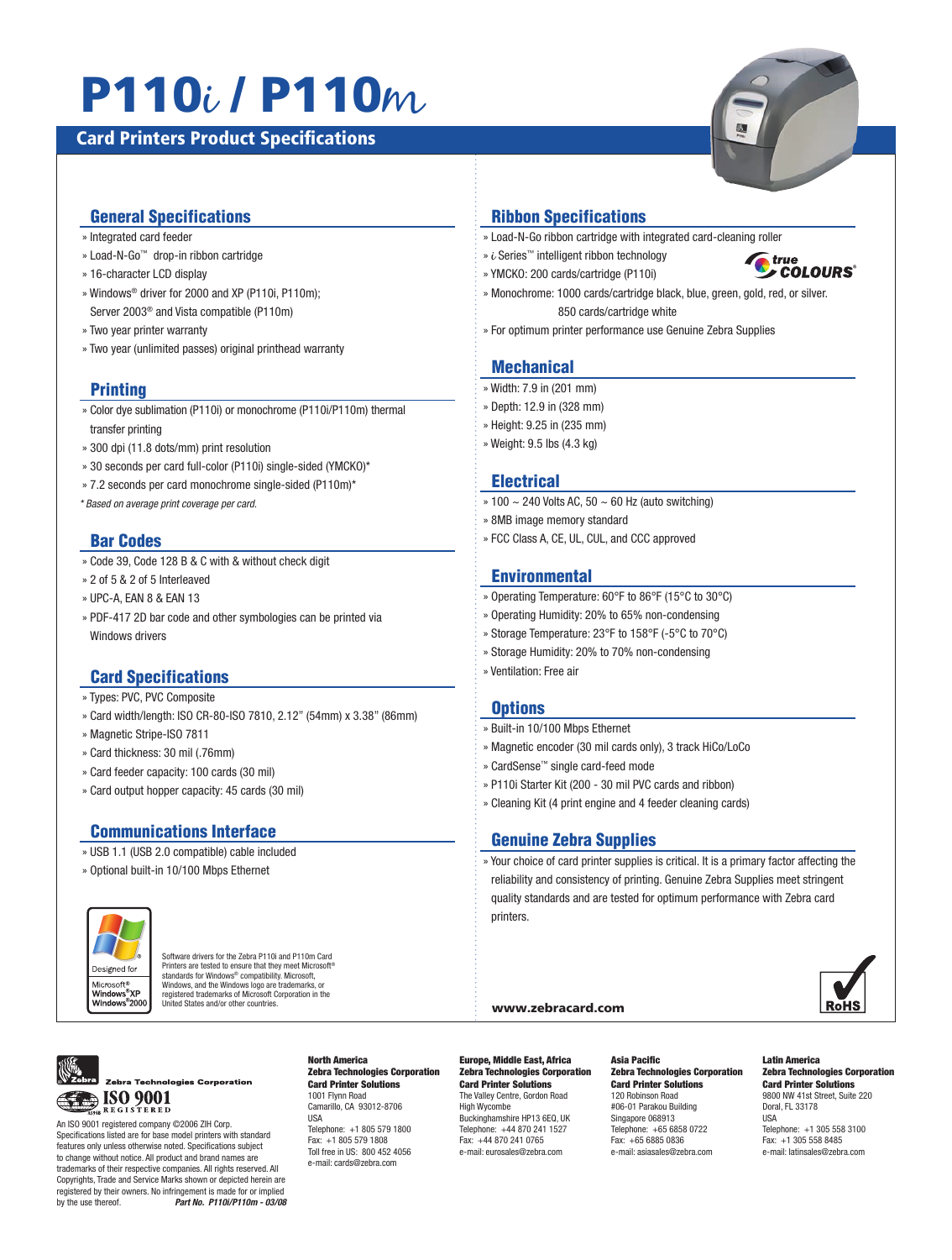# P110*i* / P110*m*

## Card Printers Product Specifications

### General Specifications

- » Integrated card feeder
- » Load-N-Go™ drop-in ribbon cartridge
- » 16-character LCD display
- » Windows® driver for 2000 and XP (P110i, P110m); Server 2003® and Vista compatible (P110m)
- » Two year printer warranty
- » Two year (unlimited passes) original printhead warranty

### Printing

- » Color dye sublimation (P110i) or monochrome (P110i/P110m) thermal transfer printing
- » 300 dpi (11.8 dots/mm) print resolution
- » 30 seconds per card full-color (P110i) single-sided (YMCKO)*
- » 7.2 seconds per card monochrome single-sided (P110m)*

*\* Based on average print coverage per card.*

### Bar Codes

- » Code 39, Code 128 B & C with & without check digit
- » 2 of 5 & 2 of 5 Interleaved
- » UPC-A, EAN 8 & EAN 13
- » PDF-417 2D bar code and other symbologies can be printed via Windows drivers

### Card Specifications

- » Types: PVC, PVC Composite
- » Card width/length: ISO CR-80-ISO 7810, 2.12" (54mm) x 3.38" (86mm)
- » Magnetic Stripe-ISO 7811
- » Card thickness: 30 mil (.76mm)
- » Card feeder capacity: 100 cards (30 mil)
- » Card output hopper capacity: 45 cards (30 mil)

### Communications Interface

- » USB 1.1 (USB 2.0 compatible) cable included
- » Optional built-in 10/100 Mbps Ethernet

Designed for Microsoft® Windows® XP Windows® 2000

Software drivers for the Zebra P110i and P110m Card Printers are tested to ensure that they meet Microsoft® standards for Windows® compatibility. Microsoft, Windows, and the Windows logo are trademarks, or registered trademarks of Microsoft Corporation in the United States and/or other countries.

### Ribbon Specifications

- » Load-N-Go ribbon cartridge with integrated card-cleaning roller
- » *i* Series™ intelligent ribbon technology
- » YMCKO: 200 cards/cartridge (P110i)
- » Monochrome: 1000 cards/cartridge black, blue, green, gold, red, or silver. 850 cards/cartridge white
- » For optimum printer performance use Genuine Zebra Supplies

true COLOURS®

### Mechanical

- » Width: 7.9 in (201 mm)
- » Depth: 12.9 in (328 mm)
- » Height: 9.25 in (235 mm)
- » Weight: 9.5 lbs (4.3 kg)

### Electrical

- » 100 ~ 240 Volts AC, 50 ~ 60 Hz (auto switching)
- » 8MB image memory standard
- » FCC Class A, CE, UL, CUL, and CCC approved

### Environmental

- » Operating Temperature: 60°F to 86°F (15°C to 30°C)
- » Operating Humidity: 20% to 65% non-condensing
- » Storage Temperature: 23°F to 158°F (-5°C to 70°C)
- » Storage Humidity: 20% to 70% non-condensing
- » Ventilation: Free air

### Options

- » Built-in 10/100 Mbps Ethernet
- » Magnetic encoder (30 mil cards only), 3 track HiCo/LoCo
- » CardSense™ single card-feed mode
- » P110i Starter Kit (200 - 30 mil PVC cards and ribbon)
- » Cleaning Kit (4 print engine and 4 feeder cleaning cards)

### Genuine Zebra Supplies

- » Your choice of card printer supplies is critical. It is a primary factor affecting the reliability and consistency of printing. Genuine Zebra Supplies meet stringent quality standards and are tested for optimum performance with Zebra card printers.

**www.zebracard.com**

RoHS

Zebra Technologies Corporation

ISO 9001 REGISTERED

An ISO 9001 registered company ©2006 ZIH Corp. Specifications listed are for base model printers with standard features only unless otherwise noted. Specifications subject to change without notice. All product and brand names are trademarks of their respective companies. All rights reserved. All Copyrights, Trade and Service Marks shown or depicted herein are registered by their owners. No infringement is made for or implied by the use thereof. ***Part No. P110i/P110m - 03/08***

**North America**
**Zebra Technologies Corporation**
**Card Printer Solutions**
1001 Flynn Road
Camarillo, CA 93012-8706
USA
Telephone: +1 805 579 1800
Fax: +1 805 579 1808
Toll free in US: 800 452 4056
e-mail: cards@zebra.com

**Europe, Middle East, Africa**
**Zebra Technologies Corporation**
**Card Printer Solutions**
The Valley Centre, Gordon Road
High Wycombe
Buckinghamshire HP13 6EQ, UK
Telephone: +44 870 241 1527
Fax: +44 870 241 0765
e-mail: eurosales@zebra.com

**Asia Pacific**
**Zebra Technologies Corporation**
**Card Printer Solutions**
120 Robinson Road
#06-01 Parakou Building
Singapore 068913
Telephone: +65 6858 0722
Fax: +65 6885 0836
e-mail: asiasales@zebra.com

**Latin America**
**Zebra Technologies Corporation**
**Card Printer Solutions**
9800 NW 41st Street, Suite 220
Doral, FL 33178
USA
Telephone: +1 305 558 3100
Fax: +1 305 558 8485
e-mail: latinsales@zebra.com